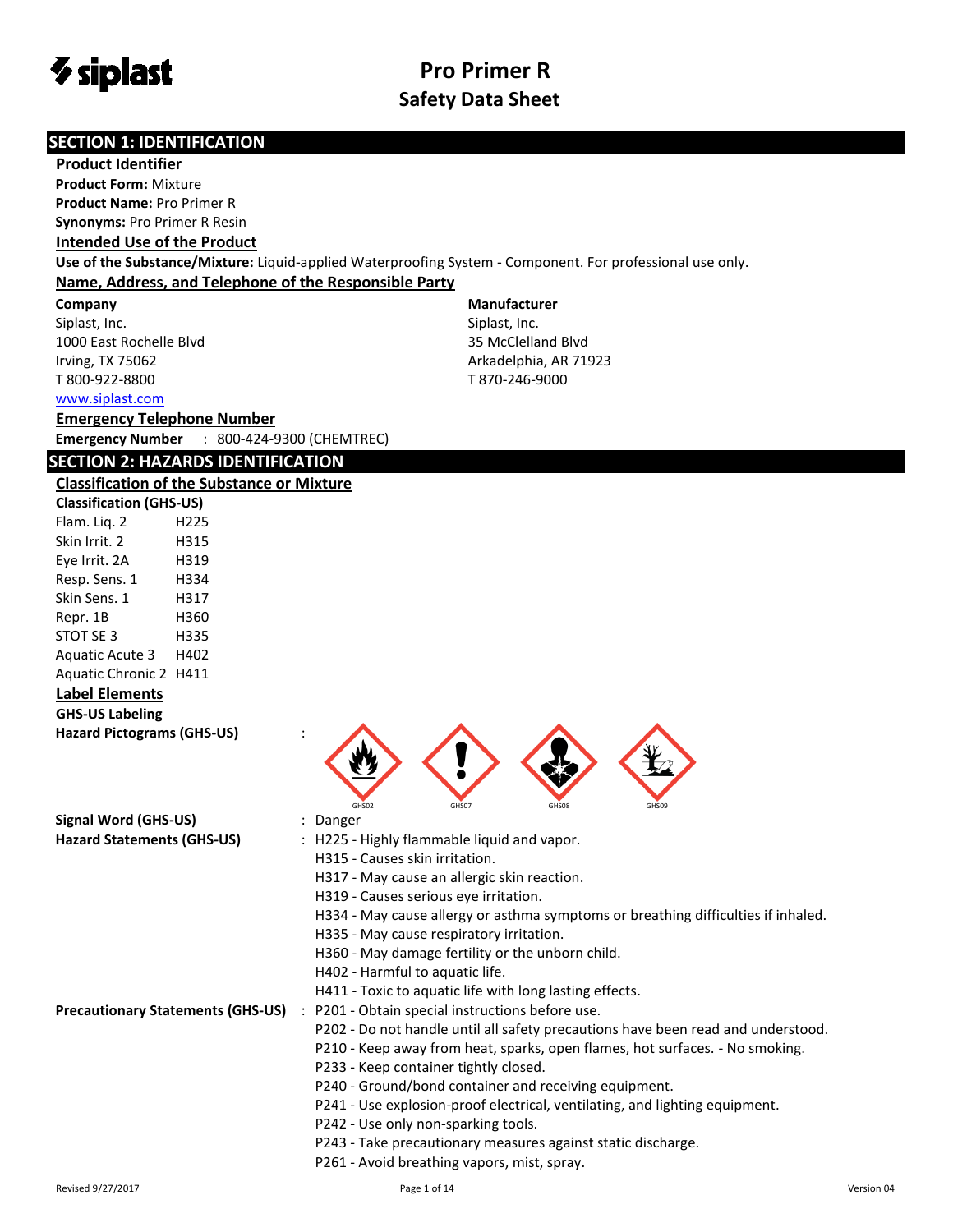# Pro Primer R
## Safety Data Sheet

## SECTION 1: IDENTIFICATION

### Product Identifier

**Product Form:** Mixture
**Product Name:** Pro Primer R
**Synonyms:** Pro Primer R Resin

### Intended Use of the Product

**Use of the Substance/Mixture:** Liquid-applied Waterproofing System - Component. For professional use only.

### Name, Address, and Telephone of the Responsible Party

**Company**
Siplast, Inc.
1000 East Rochelle Blvd
Irving, TX 75062
T 800-922-8800
www.siplast.com

**Manufacturer**
Siplast, Inc.
35 McClelland Blvd
Arkadelphia, AR 71923
T 870-246-9000

### Emergency Telephone Number

**Emergency Number** : 800-424-9300 (CHEMTREC)

## SECTION 2: HAZARDS IDENTIFICATION

### Classification of the Substance or Mixture

**Classification (GHS-US)**

| | |
|---|---|
| Flam. Liq. 2 | H225 |
| Skin Irrit. 2 | H315 |
| Eye Irrit. 2A | H319 |
| Resp. Sens. 1 | H334 |
| Skin Sens. 1 | H317 |
| Repr. 1B | H360 |
| STOT SE 3 | H335 |
| Aquatic Acute 3 | H402 |
| Aquatic Chronic 2 | H411 |

### Label Elements

**GHS-US Labeling**

**Hazard Pictograms (GHS-US)** : GHS02 GHS07 GHS08 GHS09

**Signal Word (GHS-US)** : Danger

**Hazard Statements (GHS-US)** : H225 - Highly flammable liquid and vapor.
H315 - Causes skin irritation.
H317 - May cause an allergic skin reaction.
H319 - Causes serious eye irritation.
H334 - May cause allergy or asthma symptoms or breathing difficulties if inhaled.
H335 - May cause respiratory irritation.
H360 - May damage fertility or the unborn child.
H402 - Harmful to aquatic life.
H411 - Toxic to aquatic life with long lasting effects.

**Precautionary Statements (GHS-US)** : P201 - Obtain special instructions before use.
P202 - Do not handle until all safety precautions have been read and understood.
P210 - Keep away from heat, sparks, open flames, hot surfaces. - No smoking.
P233 - Keep container tightly closed.
P240 - Ground/bond container and receiving equipment.
P241 - Use explosion-proof electrical, ventilating, and lighting equipment.
P242 - Use only non-sparking tools.
P243 - Take precautionary measures against static discharge.
P261 - Avoid breathing vapors, mist, spray.

Revised 9/27/2017 Version 04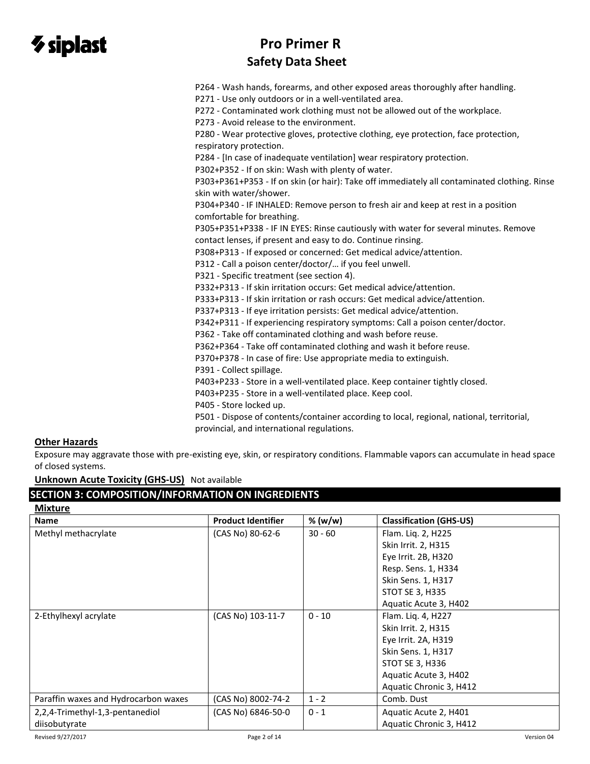P264 - Wash hands, forearms, and other exposed areas thoroughly after handling.
P271 - Use only outdoors or in a well-ventilated area.
P272 - Contaminated work clothing must not be allowed out of the workplace.
P273 - Avoid release to the environment.
P280 - Wear protective gloves, protective clothing, eye protection, face protection, respiratory protection.
P284 - [In case of inadequate ventilation] wear respiratory protection.
P302+P352 - If on skin: Wash with plenty of water.
P303+P361+P353 - If on skin (or hair): Take off immediately all contaminated clothing. Rinse skin with water/shower.
P304+P340 - IF INHALED: Remove person to fresh air and keep at rest in a position comfortable for breathing.
P305+P351+P338 - IF IN EYES: Rinse cautiously with water for several minutes. Remove contact lenses, if present and easy to do. Continue rinsing.
P308+P313 - If exposed or concerned: Get medical advice/attention.
P312 - Call a poison center/doctor/… if you feel unwell.
P321 - Specific treatment (see section 4).
P332+P313 - If skin irritation occurs: Get medical advice/attention.
P333+P313 - If skin irritation or rash occurs: Get medical advice/attention.
P337+P313 - If eye irritation persists: Get medical advice/attention.
P342+P311 - If experiencing respiratory symptoms: Call a poison center/doctor.
P362 - Take off contaminated clothing and wash before reuse.
P362+P364 - Take off contaminated clothing and wash it before reuse.
P370+P378 - In case of fire: Use appropriate media to extinguish.
P391 - Collect spillage.
P403+P233 - Store in a well-ventilated place. Keep container tightly closed.
P403+P235 - Store in a well-ventilated place. Keep cool.
P405 - Store locked up.
P501 - Dispose of contents/container according to local, regional, national, territorial, provincial, and international regulations.

### Other Hazards

Exposure may aggravate those with pre-existing eye, skin, or respiratory conditions. Flammable vapors can accumulate in head space of closed systems.

**Unknown Acute Toxicity (GHS-US)** Not available

## SECTION 3: COMPOSITION/INFORMATION ON INGREDIENTS

### Mixture

| Name | Product Identifier | % (w/w) | Classification (GHS-US) |
|---|---|---|---|
| Methyl methacrylate | (CAS No) 80-62-6 | 30 - 60 | Flam. Liq. 2, H225<br>Skin Irrit. 2, H315<br>Eye Irrit. 2B, H320<br>Resp. Sens. 1, H334<br>Skin Sens. 1, H317<br>STOT SE 3, H335<br>Aquatic Acute 3, H402 |
| 2-Ethylhexyl acrylate | (CAS No) 103-11-7 | 0 - 10 | Flam. Liq. 4, H227<br>Skin Irrit. 2, H315<br>Eye Irrit. 2A, H319<br>Skin Sens. 1, H317<br>STOT SE 3, H336<br>Aquatic Acute 3, H402<br>Aquatic Chronic 3, H412 |
| Paraffin waxes and Hydrocarbon waxes | (CAS No) 8002-74-2 | 1 - 2 | Comb. Dust |
| 2,2,4-Trimethyl-1,3-pentanediol diisobutyrate | (CAS No) 6846-50-0 | 0 - 1 | Aquatic Acute 2, H401<br>Aquatic Chronic 3, H412 |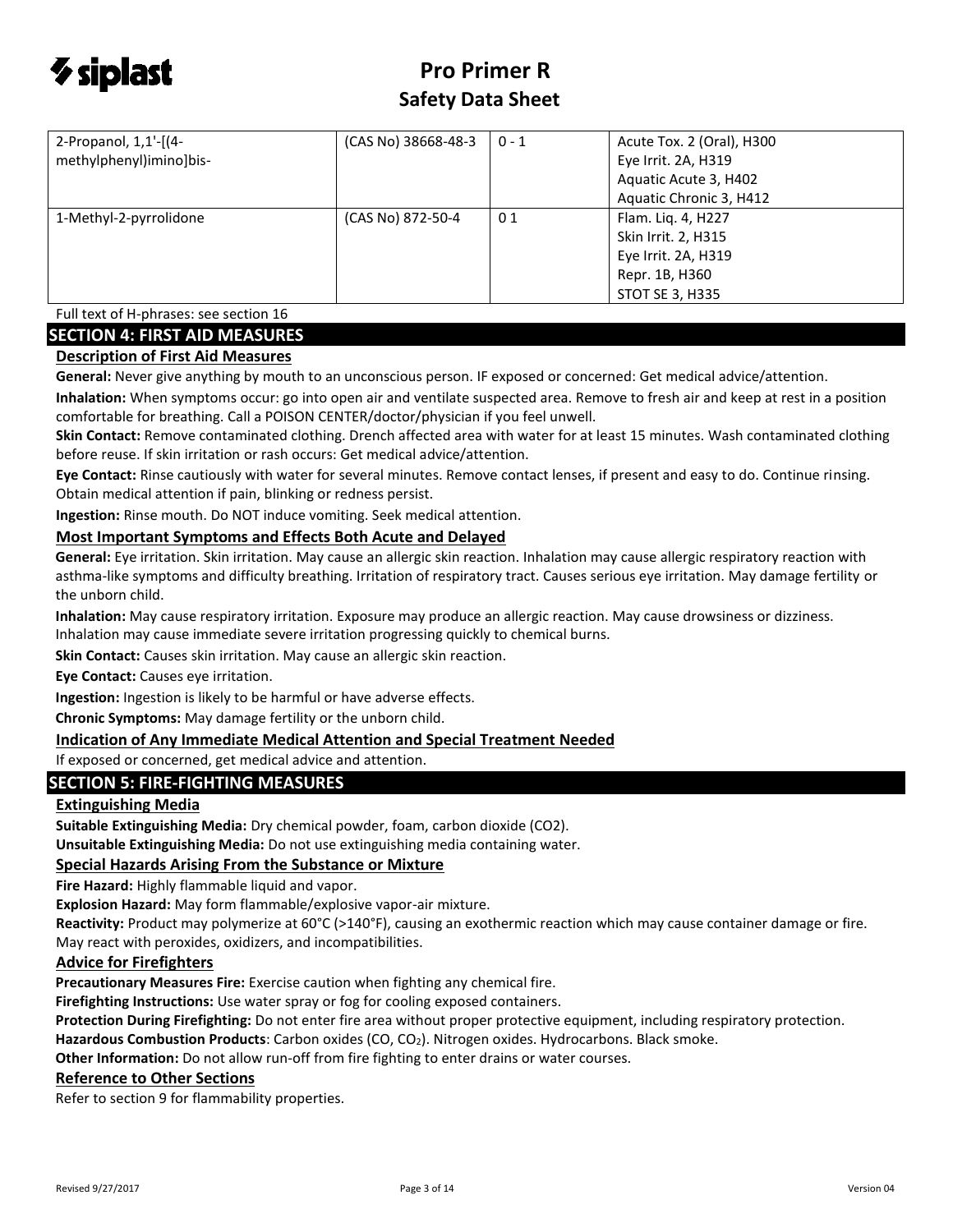| 2-Propanol, 1,1'-[(4-methylphenyl)imino]bis- | (CAS No) 38668-48-3 | 0 - 1 | Acute Tox. 2 (Oral), H300<br>Eye Irrit. 2A, H319<br>Aquatic Acute 3, H402<br>Aquatic Chronic 3, H412 |
|---|---|---|---|
| 1-Methyl-2-pyrrolidone | (CAS No) 872-50-4 | 0 1 | Flam. Liq. 4, H227<br>Skin Irrit. 2, H315<br>Eye Irrit. 2A, H319<br>Repr. 1B, H360<br>STOT SE 3, H335 |

Full text of H-phrases: see section 16

## SECTION 4: FIRST AID MEASURES

### Description of First Aid Measures

**General:** Never give anything by mouth to an unconscious person. IF exposed or concerned: Get medical advice/attention.

**Inhalation:** When symptoms occur: go into open air and ventilate suspected area. Remove to fresh air and keep at rest in a position comfortable for breathing. Call a POISON CENTER/doctor/physician if you feel unwell.

**Skin Contact:** Remove contaminated clothing. Drench affected area with water for at least 15 minutes. Wash contaminated clothing before reuse. If skin irritation or rash occurs: Get medical advice/attention.

**Eye Contact:** Rinse cautiously with water for several minutes. Remove contact lenses, if present and easy to do. Continue rinsing. Obtain medical attention if pain, blinking or redness persist.

**Ingestion:** Rinse mouth. Do NOT induce vomiting. Seek medical attention.

### Most Important Symptoms and Effects Both Acute and Delayed

**General:** Eye irritation. Skin irritation. May cause an allergic skin reaction. Inhalation may cause allergic respiratory reaction with asthma-like symptoms and difficulty breathing. Irritation of respiratory tract. Causes serious eye irritation. May damage fertility or the unborn child.

**Inhalation:** May cause respiratory irritation. Exposure may produce an allergic reaction. May cause drowsiness or dizziness. Inhalation may cause immediate severe irritation progressing quickly to chemical burns.

**Skin Contact:** Causes skin irritation. May cause an allergic skin reaction.

**Eye Contact:** Causes eye irritation.

**Ingestion:** Ingestion is likely to be harmful or have adverse effects.

**Chronic Symptoms:** May damage fertility or the unborn child.

### Indication of Any Immediate Medical Attention and Special Treatment Needed

If exposed or concerned, get medical advice and attention.

## SECTION 5: FIRE-FIGHTING MEASURES

### Extinguishing Media

**Suitable Extinguishing Media:** Dry chemical powder, foam, carbon dioxide (CO2).

**Unsuitable Extinguishing Media:** Do not use extinguishing media containing water.

### Special Hazards Arising From the Substance or Mixture

**Fire Hazard:** Highly flammable liquid and vapor.

**Explosion Hazard:** May form flammable/explosive vapor-air mixture.

**Reactivity:** Product may polymerize at 60°C (>140°F), causing an exothermic reaction which may cause container damage or fire. May react with peroxides, oxidizers, and incompatibilities.

### Advice for Firefighters

**Precautionary Measures Fire:** Exercise caution when fighting any chemical fire.

**Firefighting Instructions:** Use water spray or fog for cooling exposed containers.

**Protection During Firefighting:** Do not enter fire area without proper protective equipment, including respiratory protection.

**Hazardous Combustion Products**: Carbon oxides (CO, $CO_2$). Nitrogen oxides. Hydrocarbons. Black smoke.

**Other Information:** Do not allow run-off from fire fighting to enter drains or water courses.

### Reference to Other Sections

Refer to section 9 for flammability properties.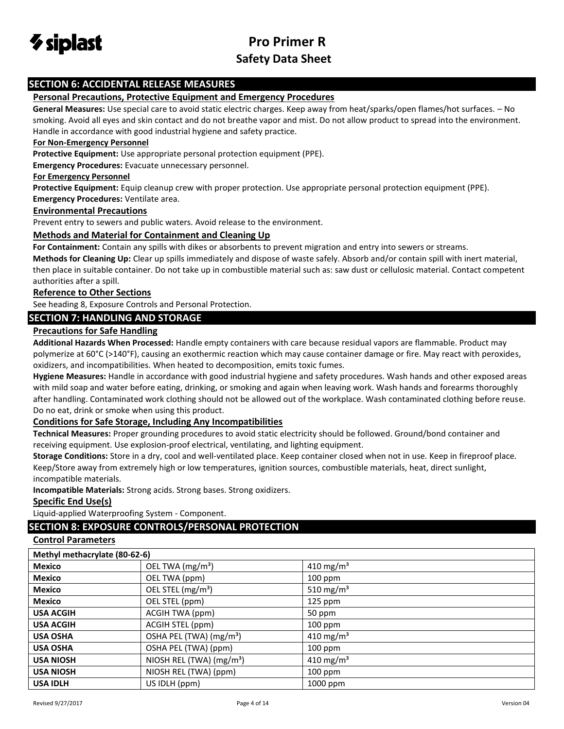## SECTION 6: ACCIDENTAL RELEASE MEASURES

### Personal Precautions, Protective Equipment and Emergency Procedures

**General Measures:** Use special care to avoid static electric charges. Keep away from heat/sparks/open flames/hot surfaces. – No smoking. Avoid all eyes and skin contact and do not breathe vapor and mist. Do not allow product to spread into the environment. Handle in accordance with good industrial hygiene and safety practice.

**For Non-Emergency Personnel**

**Protective Equipment:** Use appropriate personal protection equipment (PPE).

**Emergency Procedures:** Evacuate unnecessary personnel.

**For Emergency Personnel**

**Protective Equipment:** Equip cleanup crew with proper protection. Use appropriate personal protection equipment (PPE).

**Emergency Procedures:** Ventilate area.

### Environmental Precautions

Prevent entry to sewers and public waters. Avoid release to the environment.

### Methods and Material for Containment and Cleaning Up

**For Containment:** Contain any spills with dikes or absorbents to prevent migration and entry into sewers or streams.

**Methods for Cleaning Up:** Clear up spills immediately and dispose of waste safely. Absorb and/or contain spill with inert material, then place in suitable container. Do not take up in combustible material such as: saw dust or cellulosic material. Contact competent authorities after a spill.

### Reference to Other Sections

See heading 8, Exposure Controls and Personal Protection.

## SECTION 7: HANDLING AND STORAGE

### Precautions for Safe Handling

**Additional Hazards When Processed:** Handle empty containers with care because residual vapors are flammable. Product may polymerize at 60°C (>140°F), causing an exothermic reaction which may cause container damage or fire. May react with peroxides, oxidizers, and incompatibilities. When heated to decomposition, emits toxic fumes.

**Hygiene Measures:** Handle in accordance with good industrial hygiene and safety procedures. Wash hands and other exposed areas with mild soap and water before eating, drinking, or smoking and again when leaving work. Wash hands and forearms thoroughly after handling. Contaminated work clothing should not be allowed out of the workplace. Wash contaminated clothing before reuse. Do no eat, drink or smoke when using this product.

### Conditions for Safe Storage, Including Any Incompatibilities

**Technical Measures:** Proper grounding procedures to avoid static electricity should be followed. Ground/bond container and receiving equipment. Use explosion-proof electrical, ventilating, and lighting equipment.

**Storage Conditions:** Store in a dry, cool and well-ventilated place. Keep container closed when not in use. Keep in fireproof place. Keep/Store away from extremely high or low temperatures, ignition sources, combustible materials, heat, direct sunlight, incompatible materials.

**Incompatible Materials:** Strong acids. Strong bases. Strong oxidizers.

### Specific End Use(s)

Liquid-applied Waterproofing System - Component.

## SECTION 8: EXPOSURE CONTROLS/PERSONAL PROTECTION

### Control Parameters

| Methyl methacrylate (80-62-6) | | |
|---|---|---|
| **Mexico** | OEL TWA (mg/m³) | 410 mg/m³ |
| **Mexico** | OEL TWA (ppm) | 100 ppm |
| **Mexico** | OEL STEL (mg/m³) | 510 mg/m³ |
| **Mexico** | OEL STEL (ppm) | 125 ppm |
| **USA ACGIH** | ACGIH TWA (ppm) | 50 ppm |
| **USA ACGIH** | ACGIH STEL (ppm) | 100 ppm |
| **USA OSHA** | OSHA PEL (TWA) (mg/m³) | 410 mg/m³ |
| **USA OSHA** | OSHA PEL (TWA) (ppm) | 100 ppm |
| **USA NIOSH** | NIOSH REL (TWA) (mg/m³) | 410 mg/m³ |
| **USA NIOSH** | NIOSH REL (TWA) (ppm) | 100 ppm |
| **USA IDLH** | US IDLH (ppm) | 1000 ppm |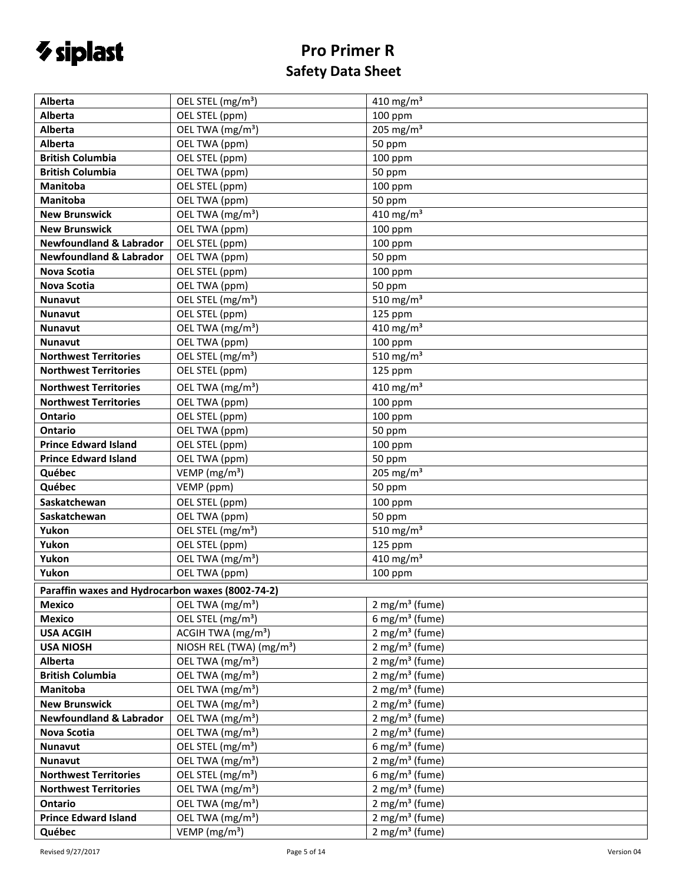| | | |
|---|---|---|
| **Alberta** | OEL STEL (mg/m³) | 410 mg/m³ |
| **Alberta** | OEL STEL (ppm) | 100 ppm |
| **Alberta** | OEL TWA (mg/m³) | 205 mg/m³ |
| **Alberta** | OEL TWA (ppm) | 50 ppm |
| **British Columbia** | OEL STEL (ppm) | 100 ppm |
| **British Columbia** | OEL TWA (ppm) | 50 ppm |
| **Manitoba** | OEL STEL (ppm) | 100 ppm |
| **Manitoba** | OEL TWA (ppm) | 50 ppm |
| **New Brunswick** | OEL TWA (mg/m³) | 410 mg/m³ |
| **New Brunswick** | OEL TWA (ppm) | 100 ppm |
| **Newfoundland & Labrador** | OEL STEL (ppm) | 100 ppm |
| **Newfoundland & Labrador** | OEL TWA (ppm) | 50 ppm |
| **Nova Scotia** | OEL STEL (ppm) | 100 ppm |
| **Nova Scotia** | OEL TWA (ppm) | 50 ppm |
| **Nunavut** | OEL STEL (mg/m³) | 510 mg/m³ |
| **Nunavut** | OEL STEL (ppm) | 125 ppm |
| **Nunavut** | OEL TWA (mg/m³) | 410 mg/m³ |
| **Nunavut** | OEL TWA (ppm) | 100 ppm |
| **Northwest Territories** | OEL STEL (mg/m³) | 510 mg/m³ |
| **Northwest Territories** | OEL STEL (ppm) | 125 ppm |
| **Northwest Territories** | OEL TWA (mg/m³) | 410 mg/m³ |
| **Northwest Territories** | OEL TWA (ppm) | 100 ppm |
| **Ontario** | OEL STEL (ppm) | 100 ppm |
| **Ontario** | OEL TWA (ppm) | 50 ppm |
| **Prince Edward Island** | OEL STEL (ppm) | 100 ppm |
| **Prince Edward Island** | OEL TWA (ppm) | 50 ppm |
| **Québec** | VEMP (mg/m³) | 205 mg/m³ |
| **Québec** | VEMP (ppm) | 50 ppm |
| **Saskatchewan** | OEL STEL (ppm) | 100 ppm |
| **Saskatchewan** | OEL TWA (ppm) | 50 ppm |
| **Yukon** | OEL STEL (mg/m³) | 510 mg/m³ |
| **Yukon** | OEL STEL (ppm) | 125 ppm |
| **Yukon** | OEL TWA (mg/m³) | 410 mg/m³ |
| **Yukon** | OEL TWA (ppm) | 100 ppm |
| **Paraffin waxes and Hydrocarbon waxes (8002-74-2)** | | |
| **Mexico** | OEL TWA (mg/m³) | 2 mg/m³ (fume) |
| **Mexico** | OEL STEL (mg/m³) | 6 mg/m³ (fume) |
| **USA ACGIH** | ACGIH TWA (mg/m³) | 2 mg/m³ (fume) |
| **USA NIOSH** | NIOSH REL (TWA) (mg/m³) | 2 mg/m³ (fume) |
| **Alberta** | OEL TWA (mg/m³) | 2 mg/m³ (fume) |
| **British Columbia** | OEL TWA (mg/m³) | 2 mg/m³ (fume) |
| **Manitoba** | OEL TWA (mg/m³) | 2 mg/m³ (fume) |
| **New Brunswick** | OEL TWA (mg/m³) | 2 mg/m³ (fume) |
| **Newfoundland & Labrador** | OEL TWA (mg/m³) | 2 mg/m³ (fume) |
| **Nova Scotia** | OEL TWA (mg/m³) | 2 mg/m³ (fume) |
| **Nunavut** | OEL STEL (mg/m³) | 6 mg/m³ (fume) |
| **Nunavut** | OEL TWA (mg/m³) | 2 mg/m³ (fume) |
| **Northwest Territories** | OEL STEL (mg/m³) | 6 mg/m³ (fume) |
| **Northwest Territories** | OEL TWA (mg/m³) | 2 mg/m³ (fume) |
| **Ontario** | OEL TWA (mg/m³) | 2 mg/m³ (fume) |
| **Prince Edward Island** | OEL TWA (mg/m³) | 2 mg/m³ (fume) |
| **Québec** | VEMP (mg/m³) | 2 mg/m³ (fume) |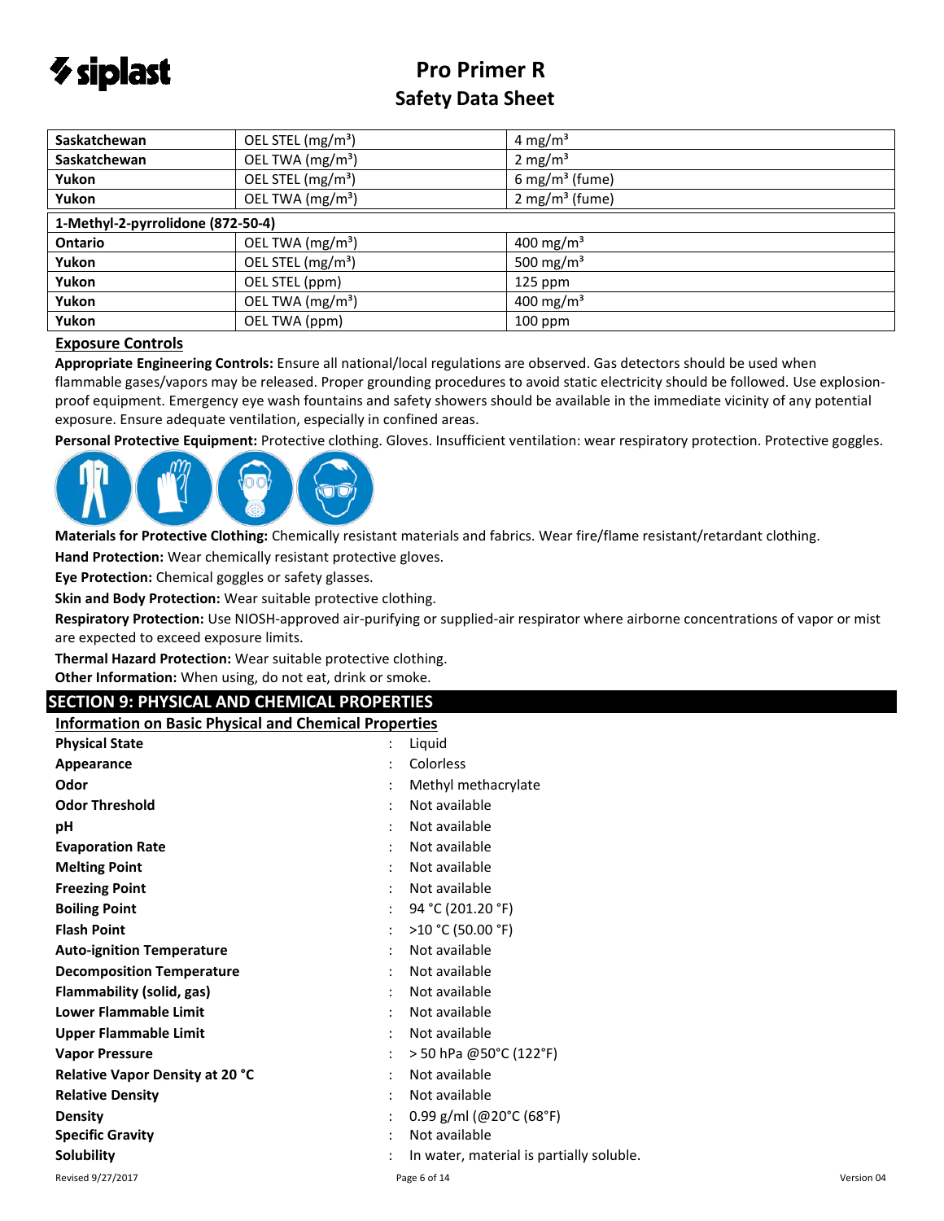| Saskatchewan | OEL STEL (mg/m³) | 4 mg/m³ |
|---|---|---|
| Saskatchewan | OEL TWA (mg/m³) | 2 mg/m³ |
| Yukon | OEL STEL (mg/m³) | 6 mg/m³ (fume) |
| Yukon | OEL TWA (mg/m³) | 2 mg/m³ (fume) |
| **1-Methyl-2-pyrrolidone (872-50-4)** | | |
| Ontario | OEL TWA (mg/m³) | 400 mg/m³ |
| Yukon | OEL STEL (mg/m³) | 500 mg/m³ |
| Yukon | OEL STEL (ppm) | 125 ppm |
| Yukon | OEL TWA (mg/m³) | 400 mg/m³ |
| Yukon | OEL TWA (ppm) | 100 ppm |

### Exposure Controls

**Appropriate Engineering Controls:** Ensure all national/local regulations are observed. Gas detectors should be used when flammable gases/vapors may be released. Proper grounding procedures to avoid static electricity should be followed. Use explosion-proof equipment. Emergency eye wash fountains and safety showers should be available in the immediate vicinity of any potential exposure. Ensure adequate ventilation, especially in confined areas.

**Personal Protective Equipment:** Protective clothing. Gloves. Insufficient ventilation: wear respiratory protection. Protective goggles.

**Materials for Protective Clothing:** Chemically resistant materials and fabrics. Wear fire/flame resistant/retardant clothing.

**Hand Protection:** Wear chemically resistant protective gloves.

**Eye Protection:** Chemical goggles or safety glasses.

**Skin and Body Protection:** Wear suitable protective clothing.

**Respiratory Protection:** Use NIOSH-approved air-purifying or supplied-air respirator where airborne concentrations of vapor or mist are expected to exceed exposure limits.

**Thermal Hazard Protection:** Wear suitable protective clothing.

**Other Information:** When using, do not eat, drink or smoke.

## SECTION 9: PHYSICAL AND CHEMICAL PROPERTIES

### Information on Basic Physical and Chemical Properties

| Property | | Value |
|---|---|---|
| **Physical State** | : | Liquid |
| **Appearance** | : | Colorless |
| **Odor** | : | Methyl methacrylate |
| **Odor Threshold** | : | Not available |
| **pH** | : | Not available |
| **Evaporation Rate** | : | Not available |
| **Melting Point** | : | Not available |
| **Freezing Point** | : | Not available |
| **Boiling Point** | : | 94 °C (201.20 °F) |
| **Flash Point** | : | >10 °C (50.00 °F) |
| **Auto-ignition Temperature** | : | Not available |
| **Decomposition Temperature** | : | Not available |
| **Flammability (solid, gas)** | : | Not available |
| **Lower Flammable Limit** | : | Not available |
| **Upper Flammable Limit** | : | Not available |
| **Vapor Pressure** | : | > 50 hPa @50°C (122°F) |
| **Relative Vapor Density at 20 °C** | : | Not available |
| **Relative Density** | : | Not available |
| **Density** | : | 0.99 g/ml (@20°C (68°F) |
| **Specific Gravity** | : | Not available |
| **Solubility** | : | In water, material is partially soluble. |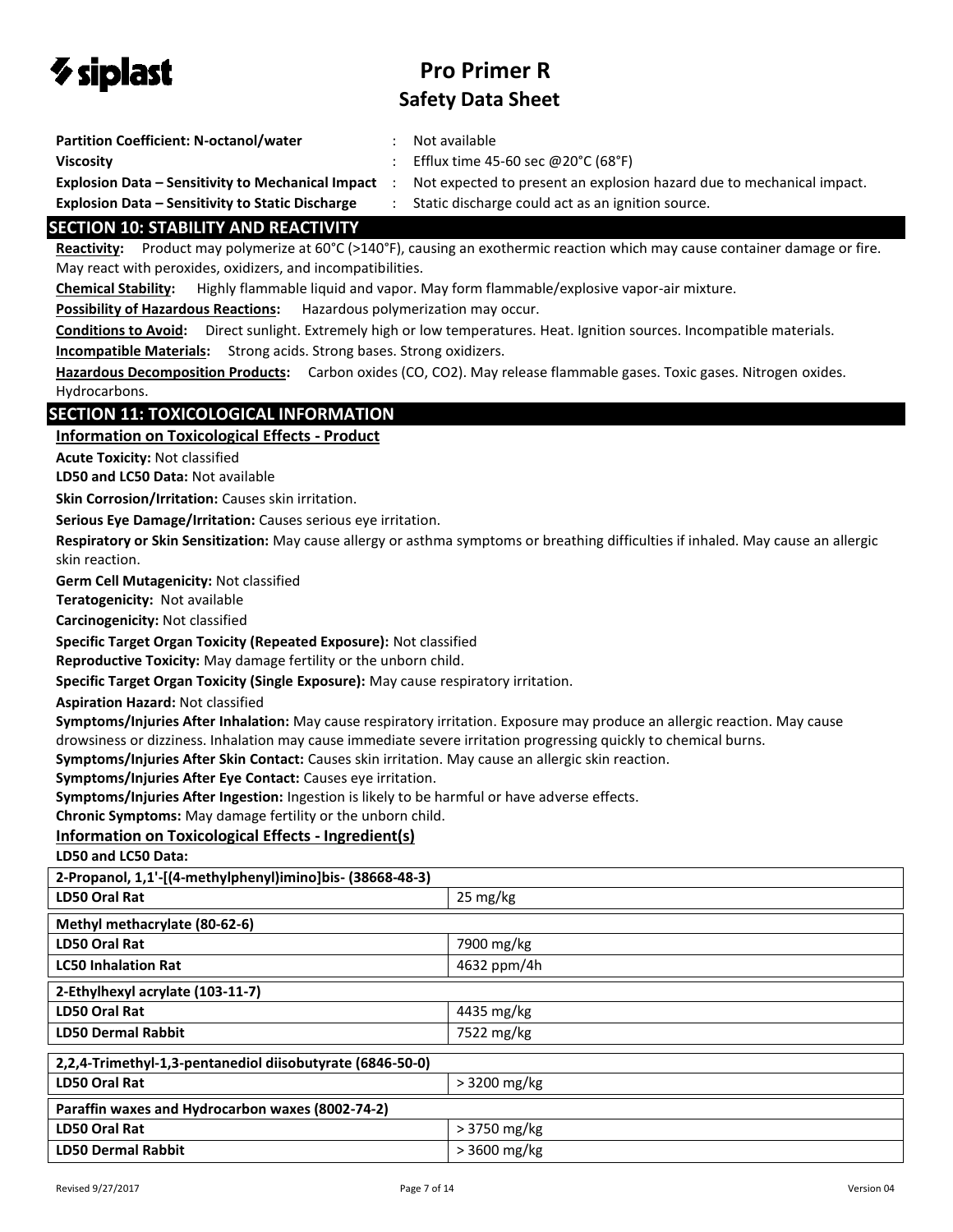**Partition Coefficient: N-octanol/water** : Not available

**Viscosity** : Efflux time 45-60 sec @20°C (68°F)

**Explosion Data – Sensitivity to Mechanical Impact** : Not expected to present an explosion hazard due to mechanical impact.

**Explosion Data – Sensitivity to Static Discharge** : Static discharge could act as an ignition source.

## SECTION 10: STABILITY AND REACTIVITY

**Reactivity:** Product may polymerize at 60°C (>140°F), causing an exothermic reaction which may cause container damage or fire. May react with peroxides, oxidizers, and incompatibilities.

**Chemical Stability:** Highly flammable liquid and vapor. May form flammable/explosive vapor-air mixture.

**Possibility of Hazardous Reactions:** Hazardous polymerization may occur.

**Conditions to Avoid:** Direct sunlight. Extremely high or low temperatures. Heat. Ignition sources. Incompatible materials.

**Incompatible Materials:** Strong acids. Strong bases. Strong oxidizers.

**Hazardous Decomposition Products:** Carbon oxides (CO, $CO_2$). May release flammable gases. Toxic gases. Nitrogen oxides. Hydrocarbons.

## SECTION 11: TOXICOLOGICAL INFORMATION

### Information on Toxicological Effects - Product

**Acute Toxicity:** Not classified

**LD50 and LC50 Data:** Not available

**Skin Corrosion/Irritation:** Causes skin irritation.

**Serious Eye Damage/Irritation:** Causes serious eye irritation.

**Respiratory or Skin Sensitization:** May cause allergy or asthma symptoms or breathing difficulties if inhaled. May cause an allergic skin reaction.

**Germ Cell Mutagenicity:** Not classified

**Teratogenicity:** Not available

**Carcinogenicity:** Not classified

**Specific Target Organ Toxicity (Repeated Exposure):** Not classified

**Reproductive Toxicity:** May damage fertility or the unborn child.

**Specific Target Organ Toxicity (Single Exposure):** May cause respiratory irritation.

**Aspiration Hazard:** Not classified

**Symptoms/Injuries After Inhalation:** May cause respiratory irritation. Exposure may produce an allergic reaction. May cause drowsiness or dizziness. Inhalation may cause immediate severe irritation progressing quickly to chemical burns.

**Symptoms/Injuries After Skin Contact:** Causes skin irritation. May cause an allergic skin reaction.

**Symptoms/Injuries After Eye Contact:** Causes eye irritation.

**Symptoms/Injuries After Ingestion:** Ingestion is likely to be harmful or have adverse effects.

**Chronic Symptoms:** May damage fertility or the unborn child.

### Information on Toxicological Effects - Ingredient(s)

**LD50 and LC50 Data:**

| 2-Propanol, 1,1'-[(4-methylphenyl)imino]bis- (38668-48-3) | |
|---|---|
| **LD50 Oral Rat** | 25 mg/kg |

| Methyl methacrylate (80-62-6) | |
|---|---|
| **LD50 Oral Rat** | 7900 mg/kg |
| **LC50 Inhalation Rat** | 4632 ppm/4h |

| 2-Ethylhexyl acrylate (103-11-7) | |
|---|---|
| **LD50 Oral Rat** | 4435 mg/kg |
| **LD50 Dermal Rabbit** | 7522 mg/kg |

| 2,2,4-Trimethyl-1,3-pentanediol diisobutyrate (6846-50-0) | |
|---|---|
| **LD50 Oral Rat** | > 3200 mg/kg |

| Paraffin waxes and Hydrocarbon waxes (8002-74-2) | |
|---|---|
| **LD50 Oral Rat** | > 3750 mg/kg |
| **LD50 Dermal Rabbit** | > 3600 mg/kg |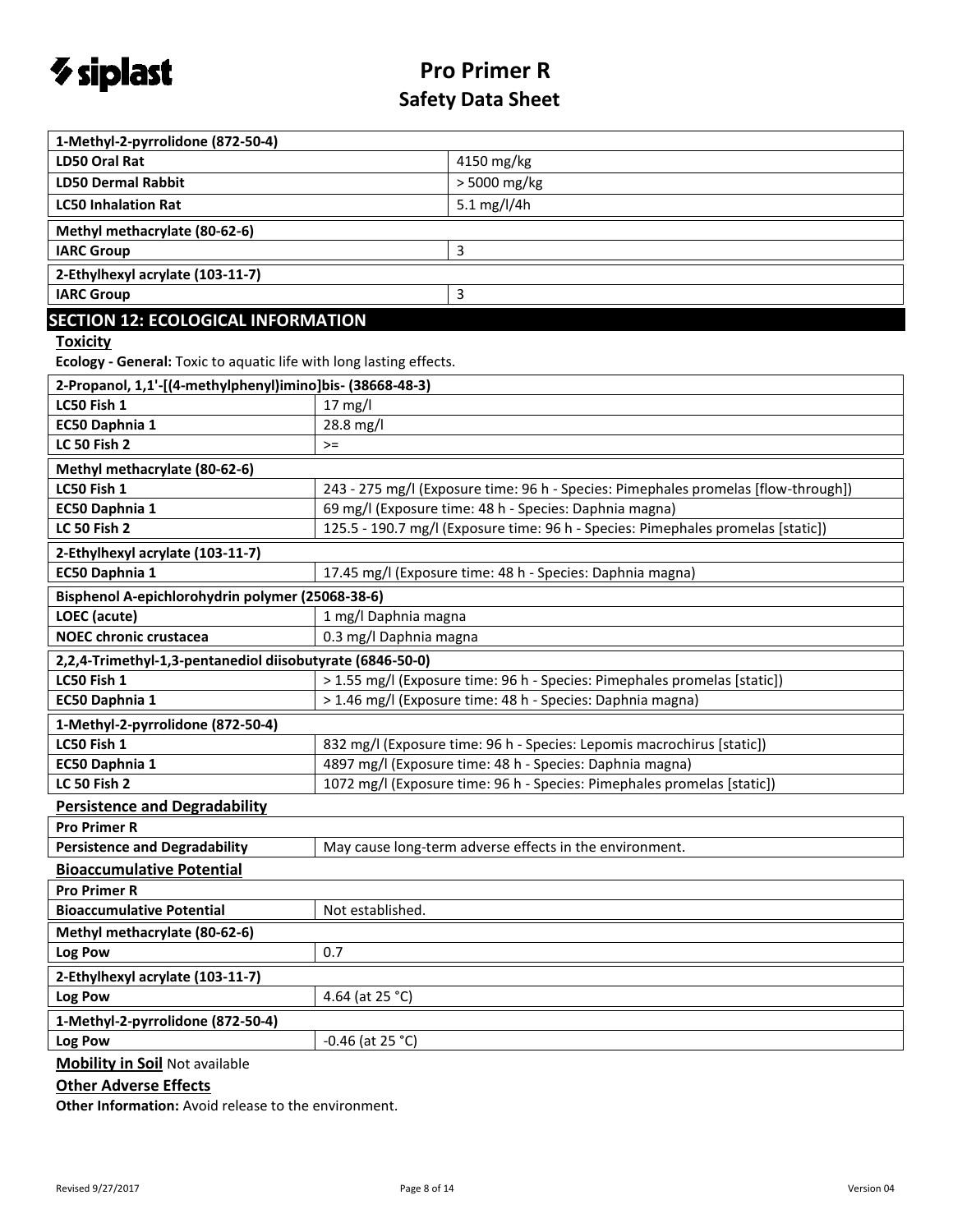| 1-Methyl-2-pyrrolidone (872-50-4) | |
|---|---|
| **LD50 Oral Rat** | 4150 mg/kg |
| **LD50 Dermal Rabbit** | > 5000 mg/kg |
| **LC50 Inhalation Rat** | 5.1 mg/l/4h |

| Methyl methacrylate (80-62-6) | |
|---|---|
| **IARC Group** | 3 |

| 2-Ethylhexyl acrylate (103-11-7) | |
|---|---|
| **IARC Group** | 3 |

## SECTION 12: ECOLOGICAL INFORMATION

### Toxicity

**Ecology - General:** Toxic to aquatic life with long lasting effects.

| 2-Propanol, 1,1'-[(4-methylphenyl)imino]bis- (38668-48-3) | |
|---|---|
| **LC50 Fish 1** | 17 mg/l |
| **EC50 Daphnia 1** | 28.8 mg/l |
| **LC 50 Fish 2** | >= |

| Methyl methacrylate (80-62-6) | |
|---|---|
| **LC50 Fish 1** | 243 - 275 mg/l (Exposure time: 96 h - Species: Pimephales promelas [flow-through]) |
| **EC50 Daphnia 1** | 69 mg/l (Exposure time: 48 h - Species: Daphnia magna) |
| **LC 50 Fish 2** | 125.5 - 190.7 mg/l (Exposure time: 96 h - Species: Pimephales promelas [static]) |

| 2-Ethylhexyl acrylate (103-11-7) | |
|---|---|
| **EC50 Daphnia 1** | 17.45 mg/l (Exposure time: 48 h - Species: Daphnia magna) |

| Bisphenol A-epichlorohydrin polymer (25068-38-6) | |
|---|---|
| **LOEC (acute)** | 1 mg/l Daphnia magna |
| **NOEC chronic crustacea** | 0.3 mg/l Daphnia magna |

| 2,2,4-Trimethyl-1,3-pentanediol diisobutyrate (6846-50-0) | |
|---|---|
| **LC50 Fish 1** | > 1.55 mg/l (Exposure time: 96 h - Species: Pimephales promelas [static]) |
| **EC50 Daphnia 1** | > 1.46 mg/l (Exposure time: 48 h - Species: Daphnia magna) |

| 1-Methyl-2-pyrrolidone (872-50-4) | |
|---|---|
| **LC50 Fish 1** | 832 mg/l (Exposure time: 96 h - Species: Lepomis macrochirus [static]) |
| **EC50 Daphnia 1** | 4897 mg/l (Exposure time: 48 h - Species: Daphnia magna) |
| **LC 50 Fish 2** | 1072 mg/l (Exposure time: 96 h - Species: Pimephales promelas [static]) |

### Persistence and Degradability

| Pro Primer R | |
|---|---|
| **Persistence and Degradability** | May cause long-term adverse effects in the environment. |

### Bioaccumulative Potential

| Pro Primer R | |
|---|---|
| **Bioaccumulative Potential** | Not established. |

| Methyl methacrylate (80-62-6) | |
|---|---|
| **Log Pow** | 0.7 |

| 2-Ethylhexyl acrylate (103-11-7) | |
|---|---|
| **Log Pow** | 4.64 (at 25 °C) |

| 1-Methyl-2-pyrrolidone (872-50-4) | |
|---|---|
| **Log Pow** | -0.46 (at 25 °C) |

**Mobility in Soil** Not available

### Other Adverse Effects

**Other Information:** Avoid release to the environment.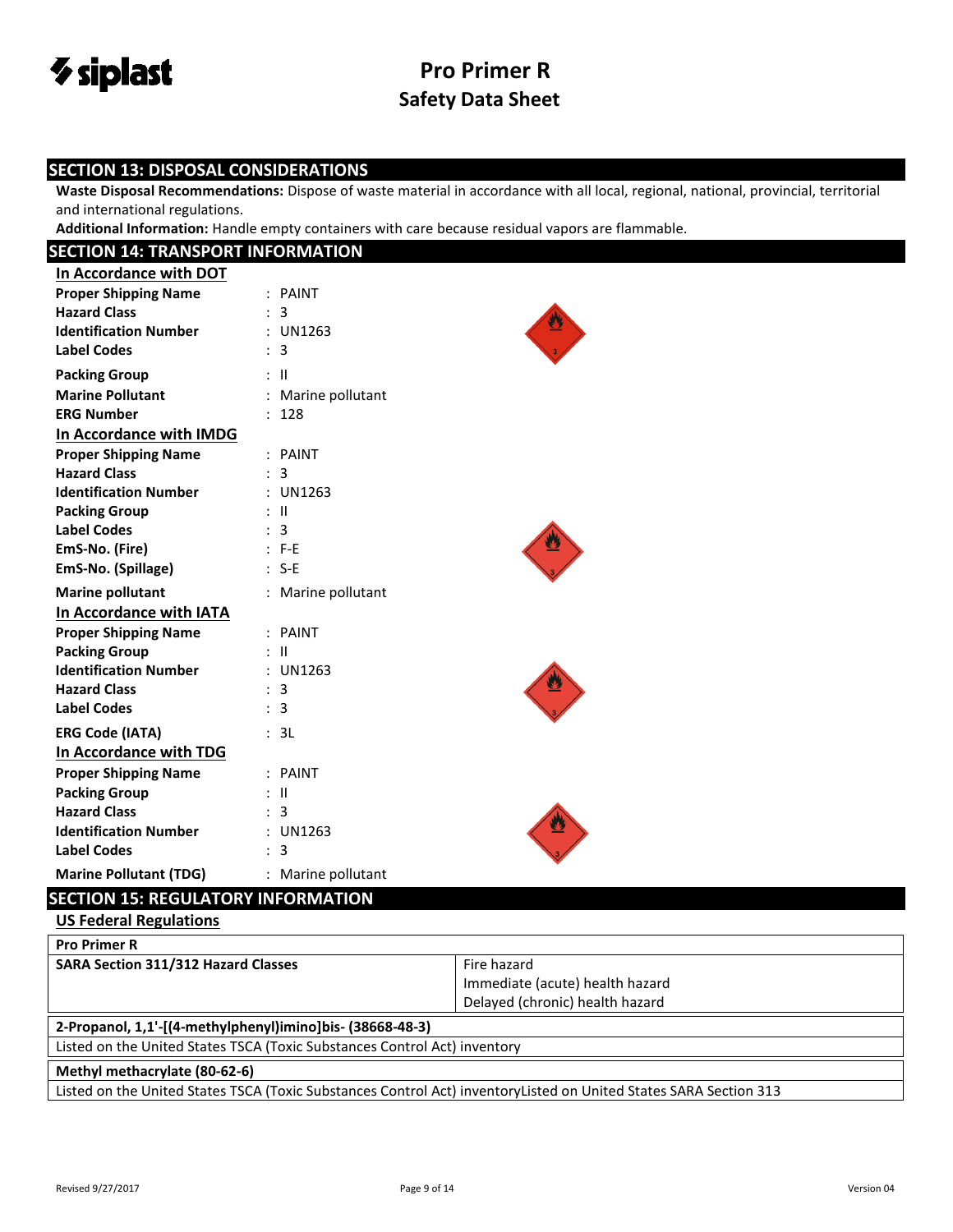## SECTION 13: DISPOSAL CONSIDERATIONS

**Waste Disposal Recommendations:** Dispose of waste material in accordance with all local, regional, national, provincial, territorial and international regulations.

**Additional Information:** Handle empty containers with care because residual vapors are flammable.

## SECTION 14: TRANSPORT INFORMATION

### In Accordance with DOT

| | |
|---|---|
| **Proper Shipping Name** | : PAINT |
| **Hazard Class** | : 3 |
| **Identification Number** | : UN1263 |
| **Label Codes** | : 3 |
| **Packing Group** | : II |
| **Marine Pollutant** | : Marine pollutant |
| **ERG Number** | : 128 |

### In Accordance with IMDG

| | |
|---|---|
| **Proper Shipping Name** | : PAINT |
| **Hazard Class** | : 3 |
| **Identification Number** | : UN1263 |
| **Packing Group** | : II |
| **Label Codes** | : 3 |
| **EmS-No. (Fire)** | : F-E |
| **EmS-No. (Spillage)** | : S-E |
| **Marine pollutant** | : Marine pollutant |

### In Accordance with IATA

| | |
|---|---|
| **Proper Shipping Name** | : PAINT |
| **Packing Group** | : II |
| **Identification Number** | : UN1263 |
| **Hazard Class** | : 3 |
| **Label Codes** | : 3 |
| **ERG Code (IATA)** | : 3L |

### In Accordance with TDG

| | |
|---|---|
| **Proper Shipping Name** | : PAINT |
| **Packing Group** | : II |
| **Hazard Class** | : 3 |
| **Identification Number** | : UN1263 |
| **Label Codes** | : 3 |
| **Marine Pollutant (TDG)** | : Marine pollutant |

## SECTION 15: REGULATORY INFORMATION

### US Federal Regulations

| **Pro Primer R** | |
|---|---|
| **SARA Section 311/312 Hazard Classes** | Fire hazard<br>Immediate (acute) health hazard<br>Delayed (chronic) health hazard |

**2-Propanol, 1,1'-[(4-methylphenyl)imino]bis- (38668-48-3)**

Listed on the United States TSCA (Toxic Substances Control Act) inventory

**Methyl methacrylate (80-62-6)**

Listed on the United States TSCA (Toxic Substances Control Act) inventoryListed on United States SARA Section 313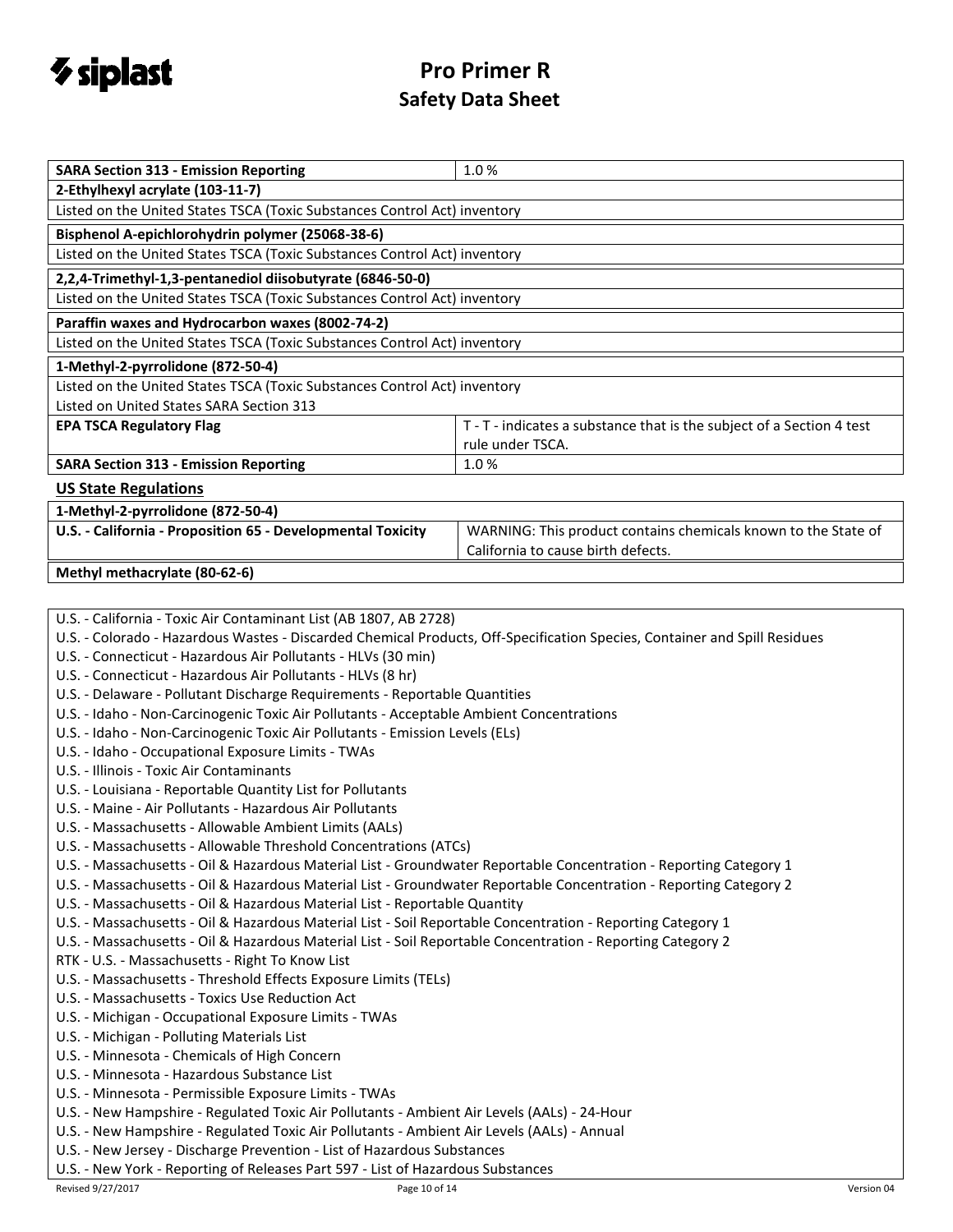| SARA Section 313 - Emission Reporting | 1.0 % |
|---|---|
| **2-Ethylhexyl acrylate (103-11-7)** | |
| Listed on the United States TSCA (Toxic Substances Control Act) inventory | |
| **Bisphenol A-epichlorohydrin polymer (25068-38-6)** | |
| Listed on the United States TSCA (Toxic Substances Control Act) inventory | |
| **2,2,4-Trimethyl-1,3-pentanediol diisobutyrate (6846-50-0)** | |
| Listed on the United States TSCA (Toxic Substances Control Act) inventory | |
| **Paraffin waxes and Hydrocarbon waxes (8002-74-2)** | |
| Listed on the United States TSCA (Toxic Substances Control Act) inventory | |
| **1-Methyl-2-pyrrolidone (872-50-4)** | |
| Listed on the United States TSCA (Toxic Substances Control Act) inventory | |
| Listed on United States SARA Section 313 | |
| **EPA TSCA Regulatory Flag** | T - T - indicates a substance that is the subject of a Section 4 test rule under TSCA. |
| **SARA Section 313 - Emission Reporting** | 1.0 % |

## US State Regulations

| 1-Methyl-2-pyrrolidone (872-50-4) | |
|---|---|
| **U.S. - California - Proposition 65 - Developmental Toxicity** | WARNING: This product contains chemicals known to the State of California to cause birth defects. |

**Methyl methacrylate (80-62-6)**

U.S. - California - Toxic Air Contaminant List (AB 1807, AB 2728)
U.S. - Colorado - Hazardous Wastes - Discarded Chemical Products, Off-Specification Species, Container and Spill Residues
U.S. - Connecticut - Hazardous Air Pollutants - HLVs (30 min)
U.S. - Connecticut - Hazardous Air Pollutants - HLVs (8 hr)
U.S. - Delaware - Pollutant Discharge Requirements - Reportable Quantities
U.S. - Idaho - Non-Carcinogenic Toxic Air Pollutants - Acceptable Ambient Concentrations
U.S. - Idaho - Non-Carcinogenic Toxic Air Pollutants - Emission Levels (ELs)
U.S. - Idaho - Occupational Exposure Limits - TWAs
U.S. - Illinois - Toxic Air Contaminants
U.S. - Louisiana - Reportable Quantity List for Pollutants
U.S. - Maine - Air Pollutants - Hazardous Air Pollutants
U.S. - Massachusetts - Allowable Ambient Limits (AALs)
U.S. - Massachusetts - Allowable Threshold Concentrations (ATCs)
U.S. - Massachusetts - Oil & Hazardous Material List - Groundwater Reportable Concentration - Reporting Category 1
U.S. - Massachusetts - Oil & Hazardous Material List - Groundwater Reportable Concentration - Reporting Category 2
U.S. - Massachusetts - Oil & Hazardous Material List - Reportable Quantity
U.S. - Massachusetts - Oil & Hazardous Material List - Soil Reportable Concentration - Reporting Category 1
U.S. - Massachusetts - Oil & Hazardous Material List - Soil Reportable Concentration - Reporting Category 2
RTK - U.S. - Massachusetts - Right To Know List
U.S. - Massachusetts - Threshold Effects Exposure Limits (TELs)
U.S. - Massachusetts - Toxics Use Reduction Act
U.S. - Michigan - Occupational Exposure Limits - TWAs
U.S. - Michigan - Polluting Materials List
U.S. - Minnesota - Chemicals of High Concern
U.S. - Minnesota - Hazardous Substance List
U.S. - Minnesota - Permissible Exposure Limits - TWAs
U.S. - New Hampshire - Regulated Toxic Air Pollutants - Ambient Air Levels (AALs) - 24-Hour
U.S. - New Hampshire - Regulated Toxic Air Pollutants - Ambient Air Levels (AALs) - Annual
U.S. - New Jersey - Discharge Prevention - List of Hazardous Substances
U.S. - New York - Reporting of Releases Part 597 - List of Hazardous Substances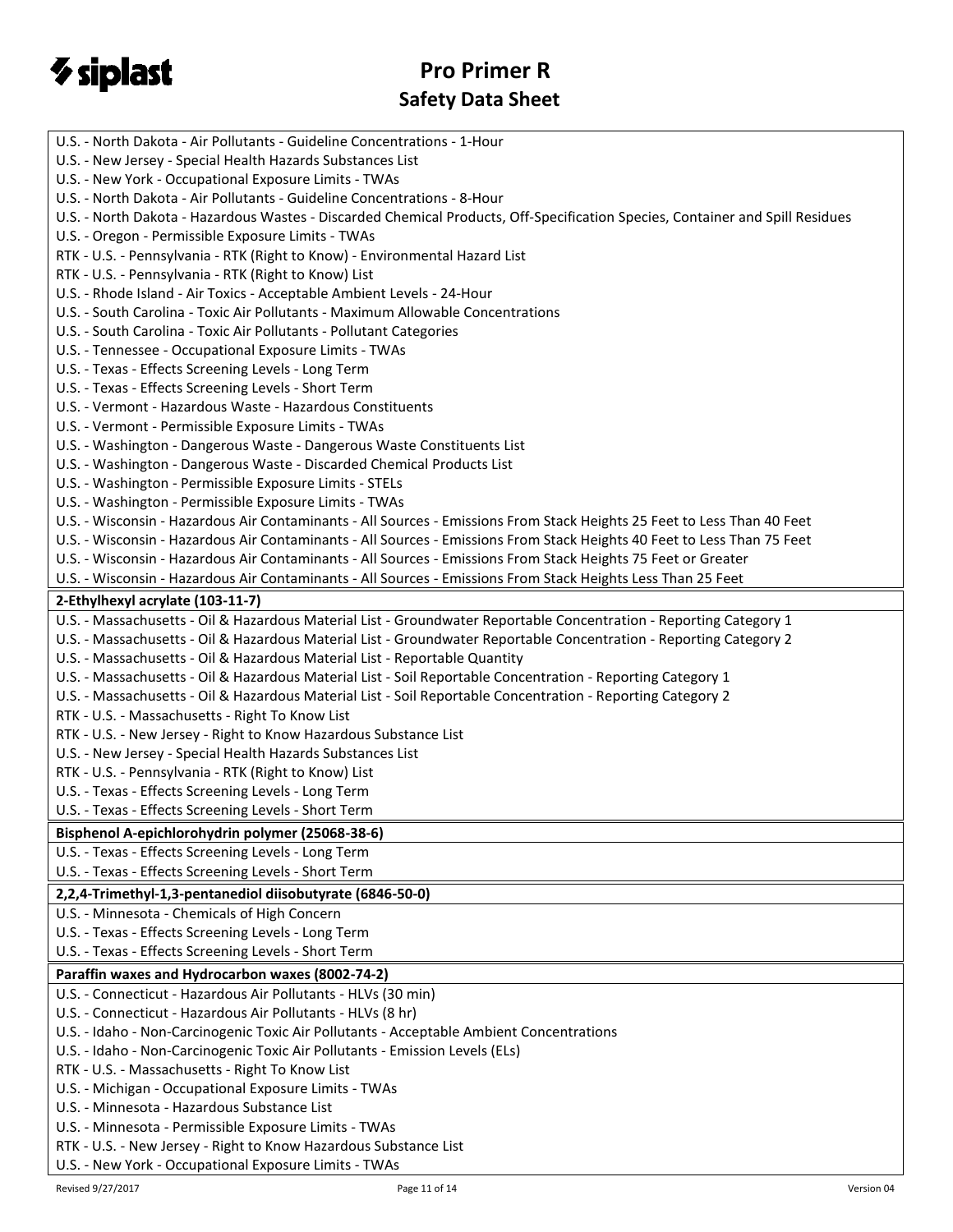U.S. - North Dakota - Air Pollutants - Guideline Concentrations - 1-Hour
U.S. - New Jersey - Special Health Hazards Substances List
U.S. - New York - Occupational Exposure Limits - TWAs
U.S. - North Dakota - Air Pollutants - Guideline Concentrations - 8-Hour
U.S. - North Dakota - Hazardous Wastes - Discarded Chemical Products, Off-Specification Species, Container and Spill Residues
U.S. - Oregon - Permissible Exposure Limits - TWAs
RTK - U.S. - Pennsylvania - RTK (Right to Know) - Environmental Hazard List
RTK - U.S. - Pennsylvania - RTK (Right to Know) List
U.S. - Rhode Island - Air Toxics - Acceptable Ambient Levels - 24-Hour
U.S. - South Carolina - Toxic Air Pollutants - Maximum Allowable Concentrations
U.S. - South Carolina - Toxic Air Pollutants - Pollutant Categories
U.S. - Tennessee - Occupational Exposure Limits - TWAs
U.S. - Texas - Effects Screening Levels - Long Term
U.S. - Texas - Effects Screening Levels - Short Term
U.S. - Vermont - Hazardous Waste - Hazardous Constituents
U.S. - Vermont - Permissible Exposure Limits - TWAs
U.S. - Washington - Dangerous Waste - Dangerous Waste Constituents List
U.S. - Washington - Dangerous Waste - Discarded Chemical Products List
U.S. - Washington - Permissible Exposure Limits - STELs
U.S. - Washington - Permissible Exposure Limits - TWAs
U.S. - Wisconsin - Hazardous Air Contaminants - All Sources - Emissions From Stack Heights 25 Feet to Less Than 40 Feet
U.S. - Wisconsin - Hazardous Air Contaminants - All Sources - Emissions From Stack Heights 40 Feet to Less Than 75 Feet
U.S. - Wisconsin - Hazardous Air Contaminants - All Sources - Emissions From Stack Heights 75 Feet or Greater
U.S. - Wisconsin - Hazardous Air Contaminants - All Sources - Emissions From Stack Heights Less Than 25 Feet

**2-Ethylhexyl acrylate (103-11-7)**

U.S. - Massachusetts - Oil & Hazardous Material List - Groundwater Reportable Concentration - Reporting Category 1
U.S. - Massachusetts - Oil & Hazardous Material List - Groundwater Reportable Concentration - Reporting Category 2
U.S. - Massachusetts - Oil & Hazardous Material List - Reportable Quantity
U.S. - Massachusetts - Oil & Hazardous Material List - Soil Reportable Concentration - Reporting Category 1
U.S. - Massachusetts - Oil & Hazardous Material List - Soil Reportable Concentration - Reporting Category 2
RTK - U.S. - Massachusetts - Right To Know List
RTK - U.S. - New Jersey - Right to Know Hazardous Substance List
U.S. - New Jersey - Special Health Hazards Substances List
RTK - U.S. - Pennsylvania - RTK (Right to Know) List
U.S. - Texas - Effects Screening Levels - Long Term
U.S. - Texas - Effects Screening Levels - Short Term

**Bisphenol A-epichlorohydrin polymer (25068-38-6)**

U.S. - Texas - Effects Screening Levels - Long Term
U.S. - Texas - Effects Screening Levels - Short Term

**2,2,4-Trimethyl-1,3-pentanediol diisobutyrate (6846-50-0)**

U.S. - Minnesota - Chemicals of High Concern
U.S. - Texas - Effects Screening Levels - Long Term
U.S. - Texas - Effects Screening Levels - Short Term

**Paraffin waxes and Hydrocarbon waxes (8002-74-2)**

U.S. - Connecticut - Hazardous Air Pollutants - HLVs (30 min)
U.S. - Connecticut - Hazardous Air Pollutants - HLVs (8 hr)
U.S. - Idaho - Non-Carcinogenic Toxic Air Pollutants - Acceptable Ambient Concentrations
U.S. - Idaho - Non-Carcinogenic Toxic Air Pollutants - Emission Levels (ELs)
RTK - U.S. - Massachusetts - Right To Know List
U.S. - Michigan - Occupational Exposure Limits - TWAs
U.S. - Minnesota - Hazardous Substance List
U.S. - Minnesota - Permissible Exposure Limits - TWAs
RTK - U.S. - New Jersey - Right to Know Hazardous Substance List
U.S. - New York - Occupational Exposure Limits - TWAs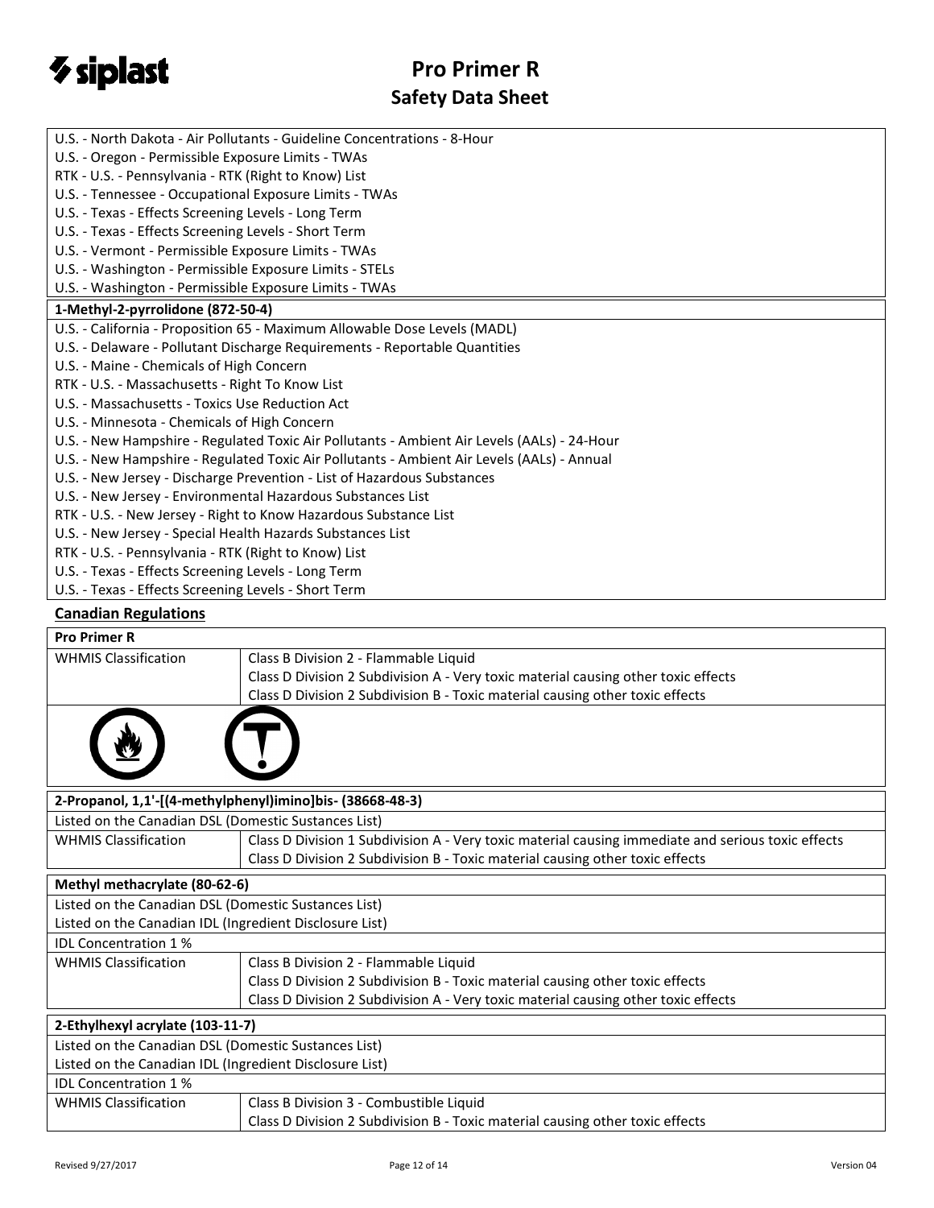U.S. - North Dakota - Air Pollutants - Guideline Concentrations - 8-Hour
U.S. - Oregon - Permissible Exposure Limits - TWAs
RTK - U.S. - Pennsylvania - RTK (Right to Know) List
U.S. - Tennessee - Occupational Exposure Limits - TWAs
U.S. - Texas - Effects Screening Levels - Long Term
U.S. - Texas - Effects Screening Levels - Short Term
U.S. - Vermont - Permissible Exposure Limits - TWAs
U.S. - Washington - Permissible Exposure Limits - STELs
U.S. - Washington - Permissible Exposure Limits - TWAs

**1-Methyl-2-pyrrolidone (872-50-4)**

U.S. - California - Proposition 65 - Maximum Allowable Dose Levels (MADL)
U.S. - Delaware - Pollutant Discharge Requirements - Reportable Quantities
U.S. - Maine - Chemicals of High Concern
RTK - U.S. - Massachusetts - Right To Know List
U.S. - Massachusetts - Toxics Use Reduction Act
U.S. - Minnesota - Chemicals of High Concern
U.S. - New Hampshire - Regulated Toxic Air Pollutants - Ambient Air Levels (AALs) - 24-Hour
U.S. - New Hampshire - Regulated Toxic Air Pollutants - Ambient Air Levels (AALs) - Annual
U.S. - New Jersey - Discharge Prevention - List of Hazardous Substances
U.S. - New Jersey - Environmental Hazardous Substances List
RTK - U.S. - New Jersey - Right to Know Hazardous Substance List
U.S. - New Jersey - Special Health Hazards Substances List
RTK - U.S. - Pennsylvania - RTK (Right to Know) List
U.S. - Texas - Effects Screening Levels - Long Term
U.S. - Texas - Effects Screening Levels - Short Term

## Canadian Regulations

**Pro Primer R**

| WHMIS Classification | Class B Division 2 - Flammable Liquid<br>Class D Division 2 Subdivision A - Very toxic material causing other toxic effects<br>Class D Division 2 Subdivision B - Toxic material causing other toxic effects |
|---|---|

**2-Propanol, 1,1'-[(4-methylphenyl)imino]bis- (38668-48-3)**

Listed on the Canadian DSL (Domestic Substances List)

| WHMIS Classification | Class D Division 1 Subdivision A - Very toxic material causing immediate and serious toxic effects<br>Class D Division 2 Subdivision B - Toxic material causing other toxic effects |
|---|---|

**Methyl methacrylate (80-62-6)**

Listed on the Canadian DSL (Domestic Substances List)
Listed on the Canadian IDL (Ingredient Disclosure List)
IDL Concentration 1 %

| WHMIS Classification | Class B Division 2 - Flammable Liquid<br>Class D Division 2 Subdivision B - Toxic material causing other toxic effects<br>Class D Division 2 Subdivision A - Very toxic material causing other toxic effects |
|---|---|

**2-Ethylhexyl acrylate (103-11-7)**

Listed on the Canadian DSL (Domestic Substances List)
Listed on the Canadian IDL (Ingredient Disclosure List)
IDL Concentration 1 %

| WHMIS Classification | Class B Division 3 - Combustible Liquid<br>Class D Division 2 Subdivision B - Toxic material causing other toxic effects |
|---|---|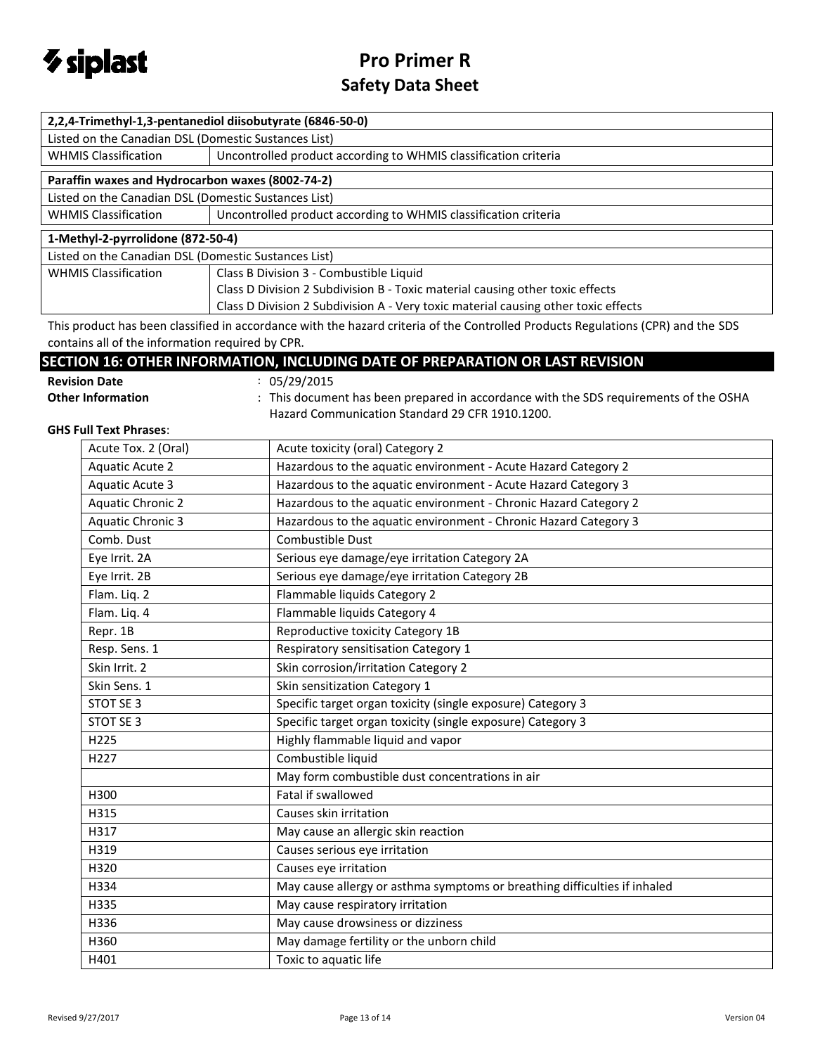| 2,2,4-Trimethyl-1,3-pentanediol diisobutyrate (6846-50-0) | |
|---|---|
| Listed on the Canadian DSL (Domestic Substances List) | |
| WHMIS Classification | Uncontrolled product according to WHMIS classification criteria |

| Paraffin waxes and Hydrocarbon waxes (8002-74-2) | |
|---|---|
| Listed on the Canadian DSL (Domestic Substances List) | |
| WHMIS Classification | Uncontrolled product according to WHMIS classification criteria |

| 1-Methyl-2-pyrrolidone (872-50-4) | |
|---|---|
| Listed on the Canadian DSL (Domestic Substances List) | |
| WHMIS Classification | Class B Division 3 - Combustible Liquid<br>Class D Division 2 Subdivision B - Toxic material causing other toxic effects<br>Class D Division 2 Subdivision A - Very toxic material causing other toxic effects |

This product has been classified in accordance with the hazard criteria of the Controlled Products Regulations (CPR) and the SDS contains all of the information required by CPR.

## SECTION 16: OTHER INFORMATION, INCLUDING DATE OF PREPARATION OR LAST REVISION

**Revision Date** : 05/29/2015

**Other Information** : This document has been prepared in accordance with the SDS requirements of the OSHA Hazard Communication Standard 29 CFR 1910.1200.

**GHS Full Text Phrases**:

| | |
|---|---|
| Acute Tox. 2 (Oral) | Acute toxicity (oral) Category 2 |
| Aquatic Acute 2 | Hazardous to the aquatic environment - Acute Hazard Category 2 |
| Aquatic Acute 3 | Hazardous to the aquatic environment - Acute Hazard Category 3 |
| Aquatic Chronic 2 | Hazardous to the aquatic environment - Chronic Hazard Category 2 |
| Aquatic Chronic 3 | Hazardous to the aquatic environment - Chronic Hazard Category 3 |
| Comb. Dust | Combustible Dust |
| Eye Irrit. 2A | Serious eye damage/eye irritation Category 2A |
| Eye Irrit. 2B | Serious eye damage/eye irritation Category 2B |
| Flam. Liq. 2 | Flammable liquids Category 2 |
| Flam. Liq. 4 | Flammable liquids Category 4 |
| Repr. 1B | Reproductive toxicity Category 1B |
| Resp. Sens. 1 | Respiratory sensitisation Category 1 |
| Skin Irrit. 2 | Skin corrosion/irritation Category 2 |
| Skin Sens. 1 | Skin sensitization Category 1 |
| STOT SE 3 | Specific target organ toxicity (single exposure) Category 3 |
| STOT SE 3 | Specific target organ toxicity (single exposure) Category 3 |
| H225 | Highly flammable liquid and vapor |
| H227 | Combustible liquid |
| | May form combustible dust concentrations in air |
| H300 | Fatal if swallowed |
| H315 | Causes skin irritation |
| H317 | May cause an allergic skin reaction |
| H319 | Causes serious eye irritation |
| H320 | Causes eye irritation |
| H334 | May cause allergy or asthma symptoms or breathing difficulties if inhaled |
| H335 | May cause respiratory irritation |
| H336 | May cause drowsiness or dizziness |
| H360 | May damage fertility or the unborn child |
| H401 | Toxic to aquatic life |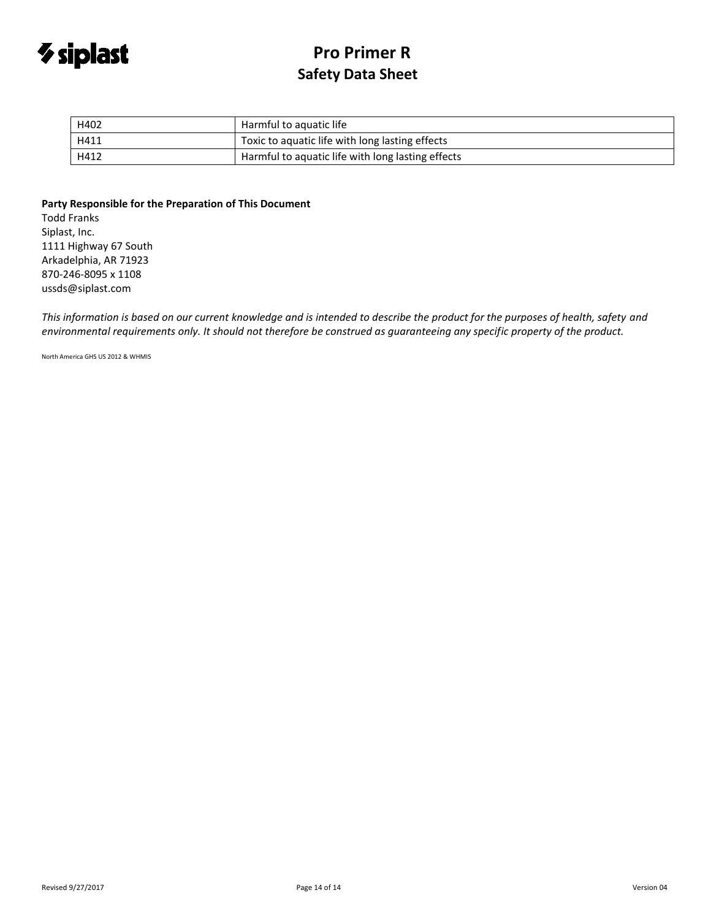| | |
|---|---|
| H402 | Harmful to aquatic life |
| H411 | Toxic to aquatic life with long lasting effects |
| H412 | Harmful to aquatic life with long lasting effects |

**Party Responsible for the Preparation of This Document**
Todd Franks
Siplast, Inc.
1111 Highway 67 South
Arkadelphia, AR 71923
870-246-8095 x 1108
ussds@siplast.com

*This information is based on our current knowledge and is intended to describe the product for the purposes of health, safety and environmental requirements only. It should not therefore be construed as guaranteeing any specific property of the product.*

North America GHS US 2012 & WHMIS